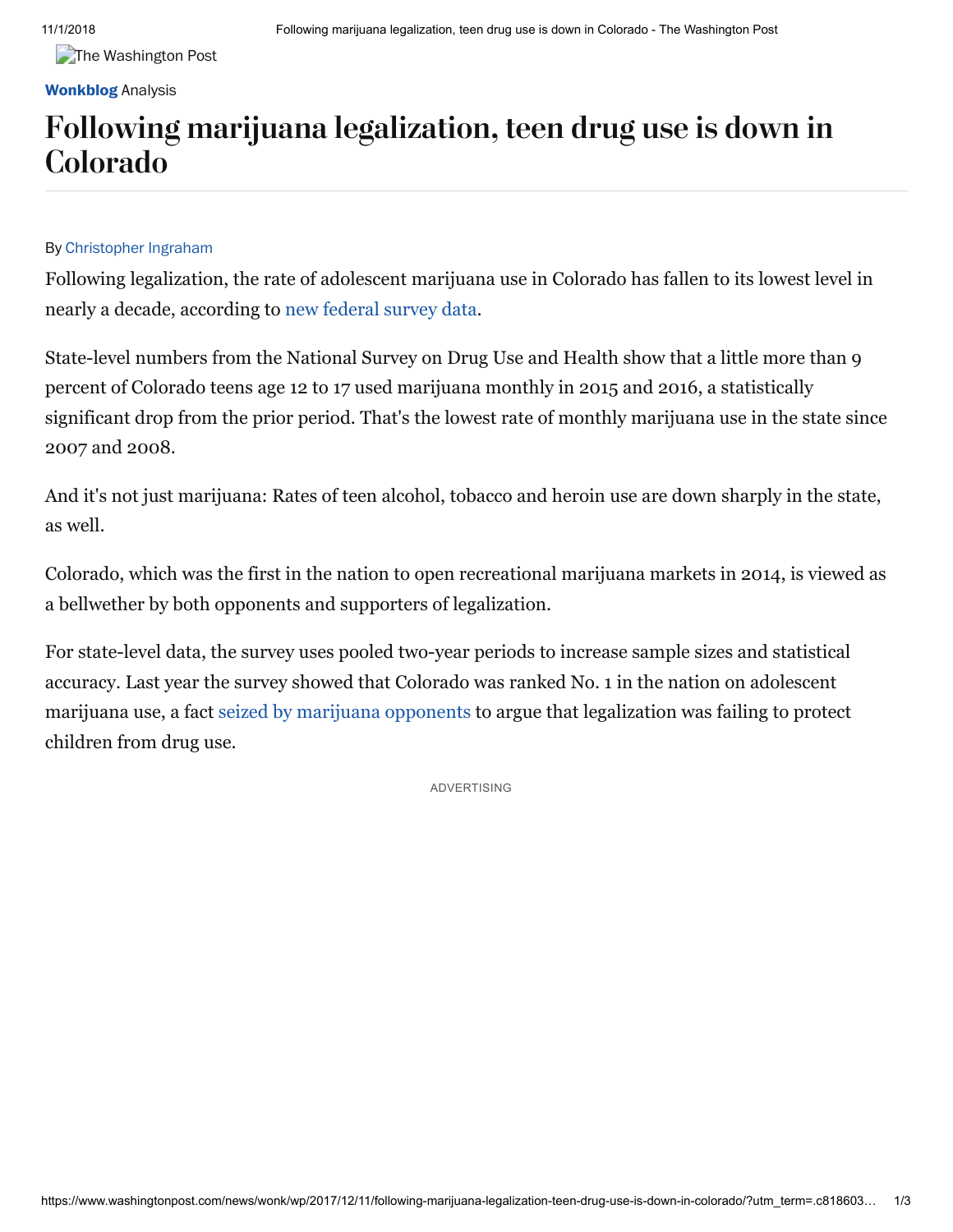The Washington Post

**Wonkblog** Analysis

# Following marijuana legalization, teen drug use is down in Colorado

By Christopher Ingraham

Following legalization, the rate of adolescent marijuana use in Colorado has fallen to its lowest level in nearly a decade, according to new federal survey data.

State-level numbers from the National Survey on Drug Use and Health show that a little more than 9 percent of Colorado teens age 12 to 17 used marijuana monthly in 2015 and 2016, a statistically significant drop from the prior period. That's the lowest rate of monthly marijuana use in the state since 2007 and 2008.

And it's not just marijuana: Rates of teen alcohol, tobacco and heroin use are down sharply in the state, as well.

Colorado, which was the first in the nation to open recreational marijuana markets in 2014, is viewed as a bellwether by both opponents and supporters of legalization.

For state-level data, the survey uses pooled two-year periods to increase sample sizes and statistical accuracy. Last year the survey showed that Colorado was ranked No. 1 in the nation on adolescent marijuana use, a fact seized by marijuana opponents to argue that legalization was failing to protect children from drug use.

ADVERTISING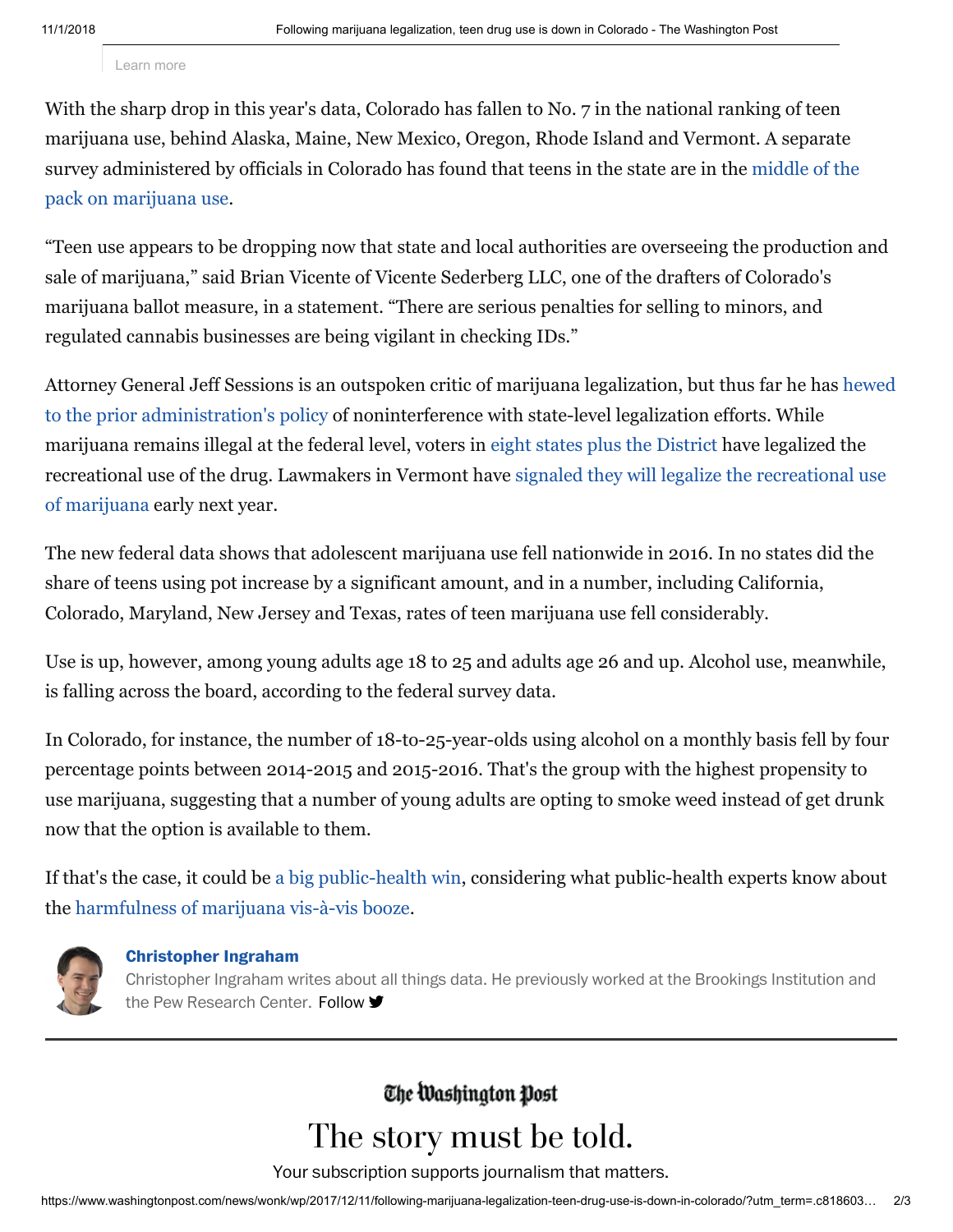Learn more

With the sharp drop in this year's data, Colorado has fallen to No. 7 in the national ranking of teen marijuana use, behind Alaska, Maine, New Mexico, Oregon, Rhode Island and Vermont. A separate survey administered by officials in Colorado has found that teens in the state are in the middle of the pack on marijuana use.

“Teen use appears to be dropping now that state and local authorities are overseeing the production and sale of marijuana,” said Brian Vicente of Vicente Sederberg LLC, one of the drafters of Colorado's marijuana ballot measure, in a statement. “There are serious penalties for selling to minors, and regulated cannabis businesses are being vigilant in checking IDs.”

Attorney General Jeff Sessions is an outspoken critic of marijuana legalization, but thus far he has hewed to the prior administration's policy of noninterference with state-level legalization efforts. While marijuana remains illegal at the federal level, voters in eight states plus the District have legalized the recreational use of the drug. Lawmakers in Vermont have signaled they will legalize the recreational use of marijuana early next year.

The new federal data shows that adolescent marijuana use fell nationwide in 2016. In no states did the share of teens using pot increase by a significant amount, and in a number, including California, Colorado, Maryland, New Jersey and Texas, rates of teen marijuana use fell considerably.

Use is up, however, among young adults age 18 to 25 and adults age 26 and up. Alcohol use, meanwhile, is falling across the board, according to the federal survey data.

In Colorado, for instance, the number of 18-to-25-year-olds using alcohol on a monthly basis fell by four percentage points between 2014-2015 and 2015-2016. That's the group with the highest propensity to use marijuana, suggesting that a number of young adults are opting to smoke weed instead of get drunk now that the option is available to them.

If that's the case, it could be a big public-health win, considering what public-health experts know about the harmfulness of marijuana vis-à-vis booze.

**Christopher Ingraham**

Christopher Ingraham writes about all things data. He previously worked at the Brookings Institution and the Pew Research Center. Follow

The Washington Post

The story must be told.

Your subscription supports journalism that matters.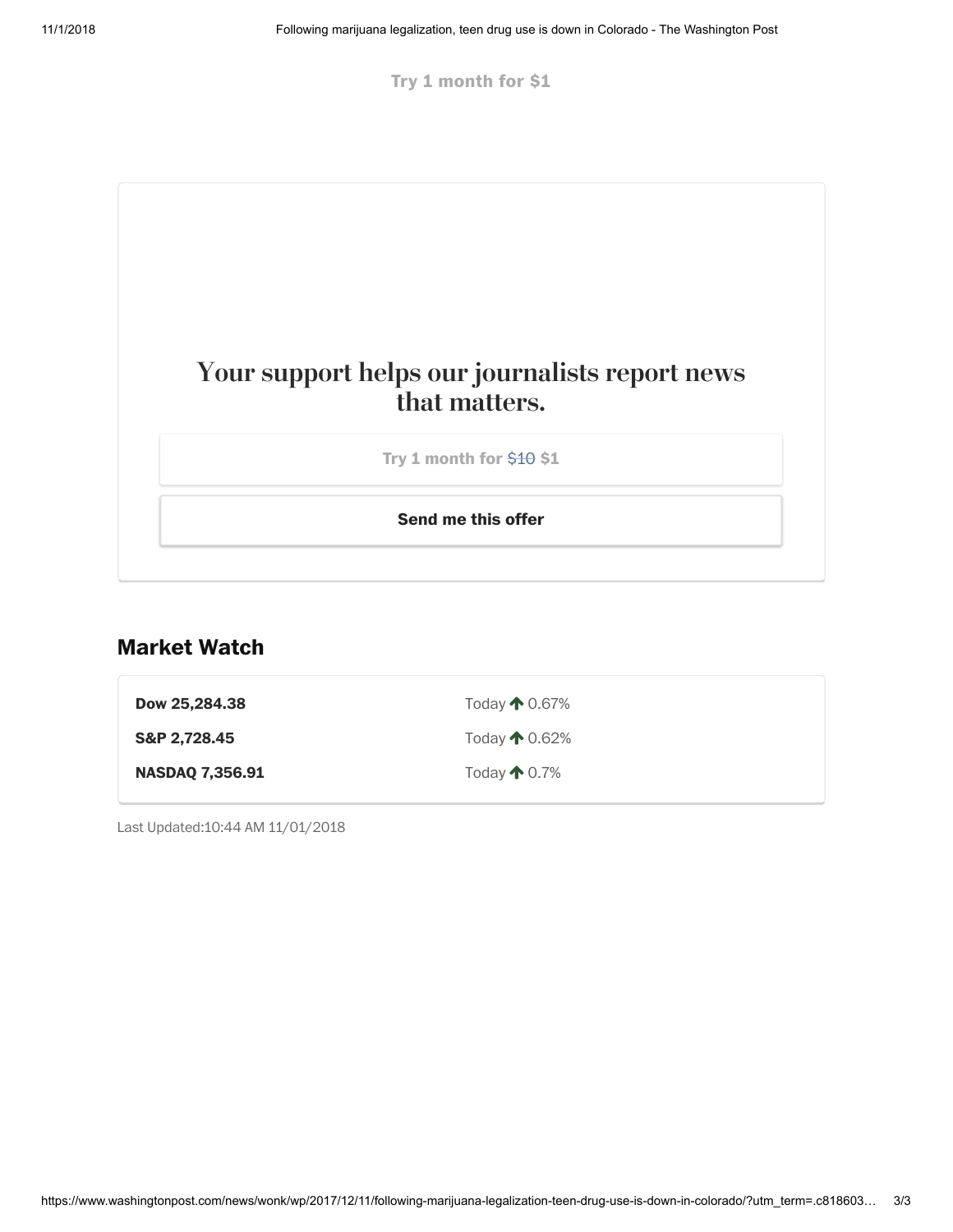Try 1 month for $1

## Your support helps our journalists report news that matters.

Try 1 month for ~~$10~~ $1

**Send me this offer**

## Market Watch

| | |
|---|---|
| **Dow 25,284.38** | Today ↑ 0.67% |
| **S&P 2,728.45** | Today ↑ 0.62% |
| **NASDAQ 7,356.91** | Today ↑ 0.7% |

Last Updated:10:44 AM 11/01/2018